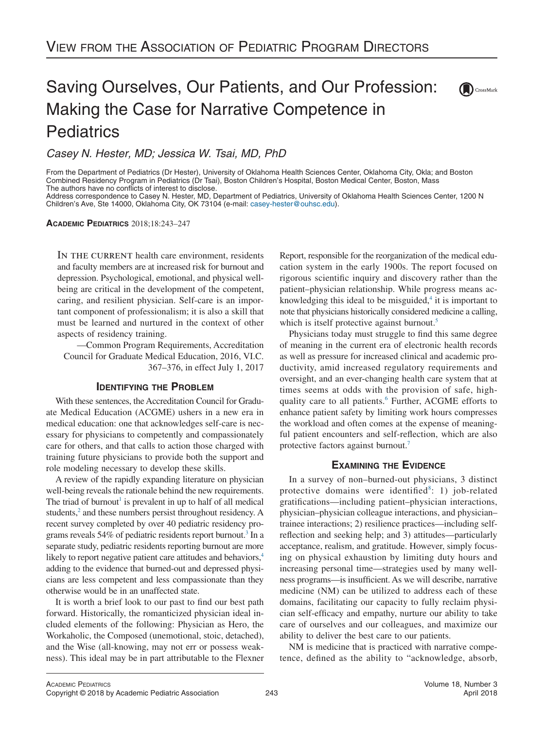# Saving Ourselves, Our Patients, and Our Profession: Making the Case for Narrative Competence in Pediatrics

*Casey N. Hester, MD; Jessica W. Tsai, MD, PhD*

From the Department of Pediatrics (Dr Hester), University of Oklahoma Health Sciences Center, Oklahoma City, Okla; and Boston Combined Residency Program in Pediatrics (Dr Tsai), Boston Children's Hospital, Boston Medical Center, Boston, Mass
The authors have no conflicts of interest to disclose.
Address correspondence to Casey N. Hester, MD, Department of Pediatrics, University of Oklahoma Health Sciences Center, 1200 N Children's Ave, Ste 14000, Oklahoma City, OK 73104 (e-mail: casey-hester@ouhsc.edu).

**ACADEMIC PEDIATRICS** 2018;18:243–247

> IN THE CURRENT health care environment, residents and faculty members are at increased risk for burnout and depression. Psychological, emotional, and physical well-being are critical in the development of the competent, caring, and resilient physician. Self-care is an important component of professionalism; it is also a skill that must be learned and nurtured in the context of other aspects of residency training.
>
> —Common Program Requirements, Accreditation Council for Graduate Medical Education, 2016, VI.C. 367–376, in effect July 1, 2017

## IDENTIFYING THE PROBLEM

With these sentences, the Accreditation Council for Graduate Medical Education (ACGME) ushers in a new era in medical education: one that acknowledges self-care is necessary for physicians to competently and compassionately care for others, and that calls to action those charged with training future physicians to provide both the support and role modeling necessary to develop these skills.

A review of the rapidly expanding literature on physician well-being reveals the rationale behind the new requirements. The triad of burnout[1] is prevalent in up to half of all medical students,[2] and these numbers persist throughout residency. A recent survey completed by over 40 pediatric residency programs reveals 54% of pediatric residents report burnout.[3] In a separate study, pediatric residents reporting burnout are more likely to report negative patient care attitudes and behaviors,[4] adding to the evidence that burned-out and depressed physicians are less competent and less compassionate than they otherwise would be in an unaffected state.

It is worth a brief look to our past to find our best path forward. Historically, the romanticized physician ideal included elements of the following: Physician as Hero, the Workaholic, the Composed (unemotional, stoic, detached), and the Wise (all-knowing, may not err or possess weakness). This ideal may be in part attributable to the Flexner Report, responsible for the reorganization of the medical education system in the early 1900s. The report focused on rigorous scientific inquiry and discovery rather than the patient–physician relationship. While progress means acknowledging this ideal to be misguided,[4] it is important to note that physicians historically considered medicine a calling, which is itself protective against burnout.[5]

Physicians today must struggle to find this same degree of meaning in the current era of electronic health records as well as pressure for increased clinical and academic productivity, amid increased regulatory requirements and oversight, and an ever-changing health care system that at times seems at odds with the provision of safe, high-quality care to all patients.[6] Further, ACGME efforts to enhance patient safety by limiting work hours compresses the workload and often comes at the expense of meaningful patient encounters and self-reflection, which are also protective factors against burnout.[7]

## EXAMINING THE EVIDENCE

In a survey of non–burned-out physicians, 3 distinct protective domains were identified[8]: 1) job-related gratifications—including patient–physician interactions, physician–physician colleague interactions, and physician–trainee interactions; 2) resilience practices—including self-reflection and seeking help; and 3) attitudes—particularly acceptance, realism, and gratitude. However, simply focusing on physical exhaustion by limiting duty hours and increasing personal time—strategies used by many wellness programs—is insufficient. As we will describe, narrative medicine (NM) can be utilized to address each of these domains, facilitating our capacity to fully reclaim physician self-efficacy and empathy, nurture our ability to take care of ourselves and our colleagues, and maximize our ability to deliver the best care to our patients.

NM is medicine that is practiced with narrative competence, defined as the ability to "acknowledge, absorb,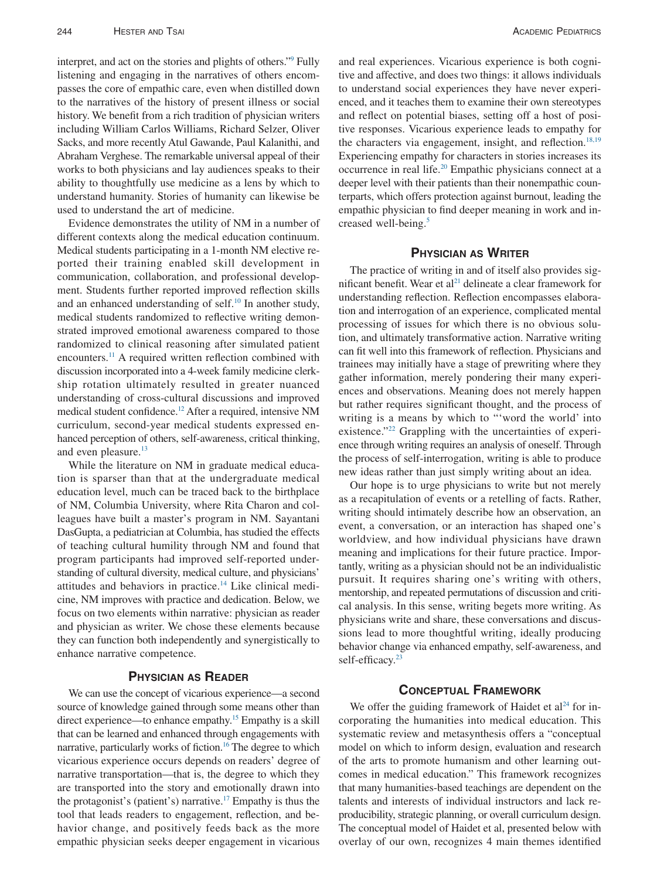interpret, and act on the stories and plights of others."[9] Fully listening and engaging in the narratives of others encompasses the core of empathic care, even when distilled down to the narratives of the history of present illness or social history. We benefit from a rich tradition of physician writers including William Carlos Williams, Richard Selzer, Oliver Sacks, and more recently Atul Gawande, Paul Kalanithi, and Abraham Verghese. The remarkable universal appeal of their works to both physicians and lay audiences speaks to their ability to thoughtfully use medicine as a lens by which to understand humanity. Stories of humanity can likewise be used to understand the art of medicine.

Evidence demonstrates the utility of NM in a number of different contexts along the medical education continuum. Medical students participating in a 1-month NM elective reported their training enabled skill development in communication, collaboration, and professional development. Students further reported improved reflection skills and an enhanced understanding of self.[10] In another study, medical students randomized to reflective writing demonstrated improved emotional awareness compared to those randomized to clinical reasoning after simulated patient encounters.[11] A required written reflection combined with discussion incorporated into a 4-week family medicine clerkship rotation ultimately resulted in greater nuanced understanding of cross-cultural discussions and improved medical student confidence.[12] After a required, intensive NM curriculum, second-year medical students expressed enhanced perception of others, self-awareness, critical thinking, and even pleasure.[13]

While the literature on NM in graduate medical education is sparser than that at the undergraduate medical education level, much can be traced back to the birthplace of NM, Columbia University, where Rita Charon and colleagues have built a master's program in NM. Sayantani DasGupta, a pediatrician at Columbia, has studied the effects of teaching cultural humility through NM and found that program participants had improved self-reported understanding of cultural diversity, medical culture, and physicians' attitudes and behaviors in practice.[14] Like clinical medicine, NM improves with practice and dedication. Below, we focus on two elements within narrative: physician as reader and physician as writer. We chose these elements because they can function both independently and synergistically to enhance narrative competence.

## Physician as Reader

We can use the concept of vicarious experience—a second source of knowledge gained through some means other than direct experience—to enhance empathy.[15] Empathy is a skill that can be learned and enhanced through engagements with narrative, particularly works of fiction.[16] The degree to which vicarious experience occurs depends on readers' degree of narrative transportation—that is, the degree to which they are transported into the story and emotionally drawn into the protagonist's (patient's) narrative.[17] Empathy is thus the tool that leads readers to engagement, reflection, and behavior change, and positively feeds back as the more empathic physician seeks deeper engagement in vicarious and real experiences. Vicarious experience is both cognitive and affective, and does two things: it allows individuals to understand social experiences they have never experienced, and it teaches them to examine their own stereotypes and reflect on potential biases, setting off a host of positive responses. Vicarious experience leads to empathy for the characters via engagement, insight, and reflection.[18,19] Experiencing empathy for characters in stories increases its occurrence in real life.[20] Empathic physicians connect at a deeper level with their patients than their nonempathic counterparts, which offers protection against burnout, leading the empathic physician to find deeper meaning in work and increased well-being.[5]

## Physician as Writer

The practice of writing in and of itself also provides significant benefit. Wear et al[21] delineate a clear framework for understanding reflection. Reflection encompasses elaboration and interrogation of an experience, complicated mental processing of issues for which there is no obvious solution, and ultimately transformative action. Narrative writing can fit well into this framework of reflection. Physicians and trainees may initially have a stage of prewriting where they gather information, merely pondering their many experiences and observations. Meaning does not merely happen but rather requires significant thought, and the process of writing is a means by which to "'word the world' into existence."[22] Grappling with the uncertainties of experience through writing requires an analysis of oneself. Through the process of self-interrogation, writing is able to produce new ideas rather than just simply writing about an idea.

Our hope is to urge physicians to write but not merely as a recapitulation of events or a retelling of facts. Rather, writing should intimately describe how an observation, an event, a conversation, or an interaction has shaped one's worldview, and how individual physicians have drawn meaning and implications for their future practice. Importantly, writing as a physician should not be an individualistic pursuit. It requires sharing one's writing with others, mentorship, and repeated permutations of discussion and critical analysis. In this sense, writing begets more writing. As physicians write and share, these conversations and discussions lead to more thoughtful writing, ideally producing behavior change via enhanced empathy, self-awareness, and self-efficacy.[23]

## Conceptual Framework

We offer the guiding framework of Haidet et al[24] for incorporating the humanities into medical education. This systematic review and metasynthesis offers a "conceptual model on which to inform design, evaluation and research of the arts to promote humanism and other learning outcomes in medical education." This framework recognizes that many humanities-based teachings are dependent on the talents and interests of individual instructors and lack reproducibility, strategic planning, or overall curriculum design. The conceptual model of Haidet et al, presented below with overlay of our own, recognizes 4 main themes identified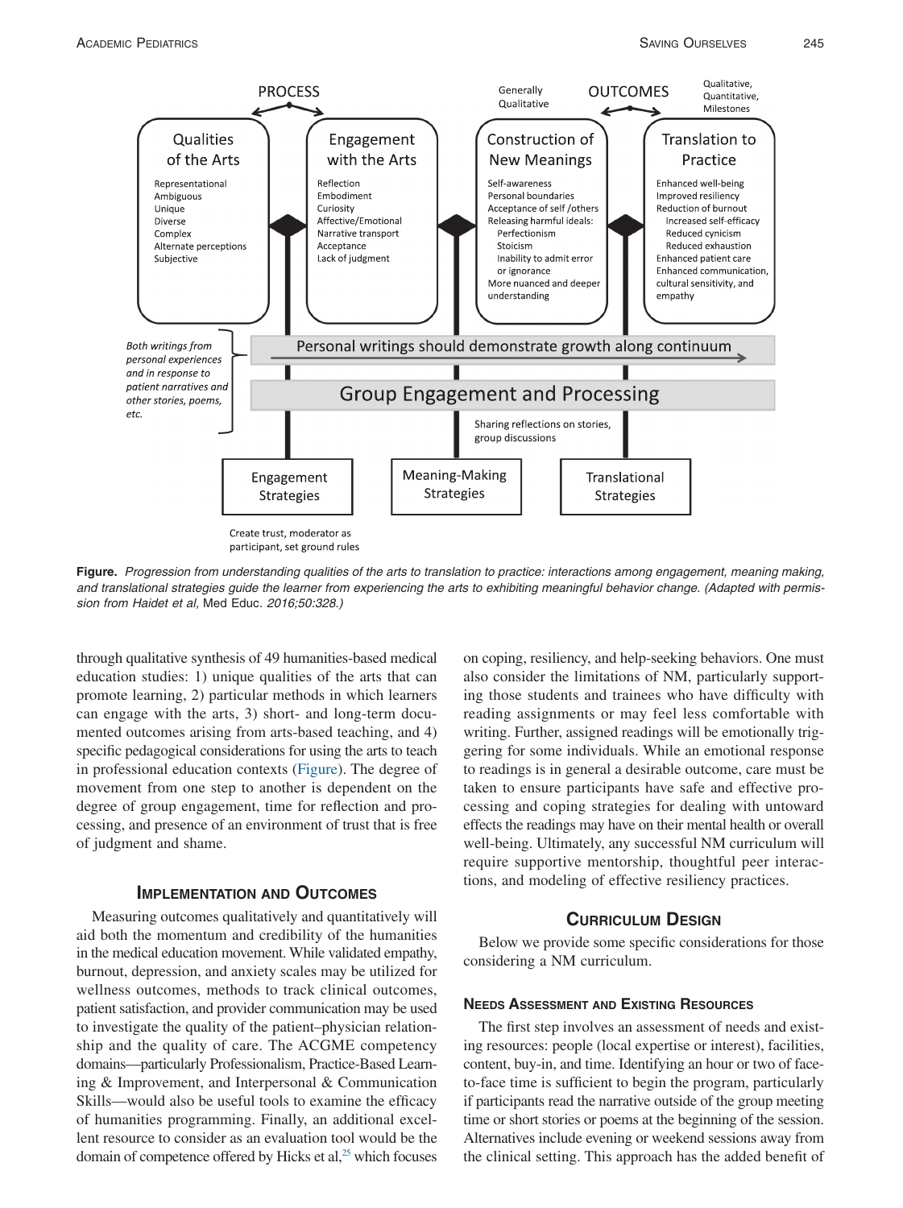PROCESS

| Qualities of the Arts | Engagement with the Arts | Construction of New Meanings | Translation to Practice |
|---|---|---|---|
| Representational<br>Ambiguous<br>Unique<br>Diverse<br>Complex<br>Alternate perceptions<br>Subjective | Reflection<br>Embodiment<br>Curiosity<br>Affective/Emotional<br>Narrative transport<br>Acceptance<br>Lack of judgment | Self-awareness<br>Personal boundaries<br>Acceptance of self /others<br>Releasing harmful ideals:<br>Perfectionism<br>Stoicism<br>Inability to admit error or ignorance<br>More nuanced and deeper understanding | Enhanced well-being<br>Improved resiliency<br>Reduction of burnout<br>Increased self-efficacy<br>Reduced cynicism<br>Reduced exhaustion<br>Enhanced patient care<br>Enhanced communication, cultural sensitivity, and empathy |

OUTCOMES — Generally Qualitative; Qualitative, Quantitative, Milestones

*Both writings from personal experiences and in response to patient narratives and other stories, poems, etc.*

Personal writings should demonstrate growth along continuum

Group Engagement and Processing

Sharing reflections on stories, group discussions

Engagement Strategies — Create trust, moderator as participant, set ground rules

Meaning-Making Strategies

Translational Strategies

**Figure.** *Progression from understanding qualities of the arts to translation to practice: interactions among engagement, meaning making, and translational strategies guide the learner from experiencing the arts to exhibiting meaningful behavior change. (Adapted with permission from Haidet et al,* Med Educ. *2016;50:328.)*

through qualitative synthesis of 49 humanities-based medical education studies: 1) unique qualities of the arts that can promote learning, 2) particular methods in which learners can engage with the arts, 3) short- and long-term documented outcomes arising from arts-based teaching, and 4) specific pedagogical considerations for using the arts to teach in professional education contexts (Figure). The degree of movement from one step to another is dependent on the degree of group engagement, time for reflection and processing, and presence of an environment of trust that is free of judgment and shame.

## Implementation and Outcomes

Measuring outcomes qualitatively and quantitatively will aid both the momentum and credibility of the humanities in the medical education movement. While validated empathy, burnout, depression, and anxiety scales may be utilized for wellness outcomes, methods to track clinical outcomes, patient satisfaction, and provider communication may be used to investigate the quality of the patient–physician relationship and the quality of care. The ACGME competency domains—particularly Professionalism, Practice-Based Learning & Improvement, and Interpersonal & Communication Skills—would also be useful tools to examine the efficacy of humanities programming. Finally, an additional excellent resource to consider as an evaluation tool would be the domain of competence offered by Hicks et al,[25] which focuses on coping, resiliency, and help-seeking behaviors. One must also consider the limitations of NM, particularly supporting those students and trainees who have difficulty with reading assignments or may feel less comfortable with writing. Further, assigned readings will be emotionally triggering for some individuals. While an emotional response to readings is in general a desirable outcome, care must be taken to ensure participants have safe and effective processing and coping strategies for dealing with untoward effects the readings may have on their mental health or overall well-being. Ultimately, any successful NM curriculum will require supportive mentorship, thoughtful peer interactions, and modeling of effective resiliency practices.

## Curriculum Design

Below we provide some specific considerations for those considering a NM curriculum.

### Needs Assessment and Existing Resources

The first step involves an assessment of needs and existing resources: people (local expertise or interest), facilities, content, buy-in, and time. Identifying an hour or two of face-to-face time is sufficient to begin the program, particularly if participants read the narrative outside of the group meeting time or short stories or poems at the beginning of the session. Alternatives include evening or weekend sessions away from the clinical setting. This approach has the added benefit of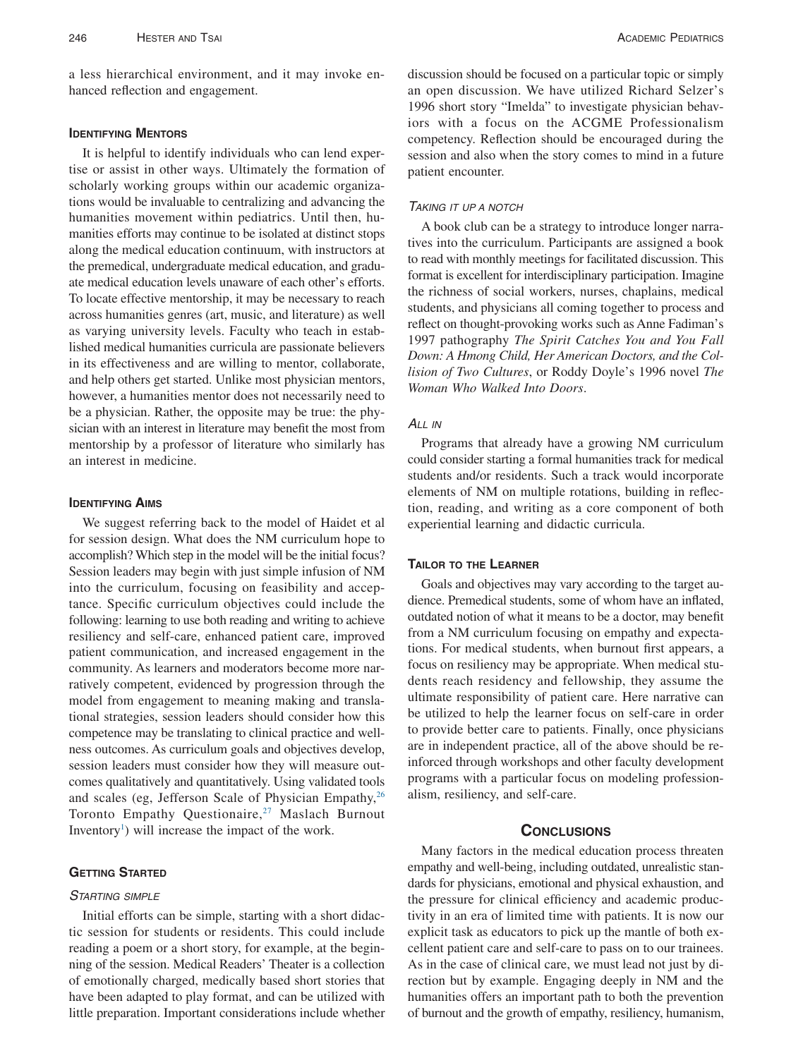a less hierarchical environment, and it may invoke enhanced reflection and engagement.

## Identifying Mentors

It is helpful to identify individuals who can lend expertise or assist in other ways. Ultimately the formation of scholarly working groups within our academic organizations would be invaluable to centralizing and advancing the humanities movement within pediatrics. Until then, humanities efforts may continue to be isolated at distinct stops along the medical education continuum, with instructors at the premedical, undergraduate medical education, and graduate medical education levels unaware of each other's efforts. To locate effective mentorship, it may be necessary to reach across humanities genres (art, music, and literature) as well as varying university levels. Faculty who teach in established medical humanities curricula are passionate believers in its effectiveness and are willing to mentor, collaborate, and help others get started. Unlike most physician mentors, however, a humanities mentor does not necessarily need to be a physician. Rather, the opposite may be true: the physician with an interest in literature may benefit the most from mentorship by a professor of literature who similarly has an interest in medicine.

## Identifying Aims

We suggest referring back to the model of Haidet et al for session design. What does the NM curriculum hope to accomplish? Which step in the model will be the initial focus? Session leaders may begin with just simple infusion of NM into the curriculum, focusing on feasibility and acceptance. Specific curriculum objectives could include the following: learning to use both reading and writing to achieve resiliency and self-care, enhanced patient care, improved patient communication, and increased engagement in the community. As learners and moderators become more narratively competent, evidenced by progression through the model from engagement to meaning making and translational strategies, session leaders should consider how this competence may be translating to clinical practice and wellness outcomes. As curriculum goals and objectives develop, session leaders must consider how they will measure outcomes qualitatively and quantitatively. Using validated tools and scales (eg, Jefferson Scale of Physician Empathy,[26] Toronto Empathy Questionaire,[27] Maslach Burnout Inventory[1]) will increase the impact of the work.

## Getting Started

### *Starting simple*

Initial efforts can be simple, starting with a short didactic session for students or residents. This could include reading a poem or a short story, for example, at the beginning of the session. Medical Readers' Theater is a collection of emotionally charged, medically based short stories that have been adapted to play format, and can be utilized with little preparation. Important considerations include whether discussion should be focused on a particular topic or simply an open discussion. We have utilized Richard Selzer's 1996 short story "Imelda" to investigate physician behaviors with a focus on the ACGME Professionalism competency. Reflection should be encouraged during the session and also when the story comes to mind in a future patient encounter.

### *Taking it up a notch*

A book club can be a strategy to introduce longer narratives into the curriculum. Participants are assigned a book to read with monthly meetings for facilitated discussion. This format is excellent for interdisciplinary participation. Imagine the richness of social workers, nurses, chaplains, medical students, and physicians all coming together to process and reflect on thought-provoking works such as Anne Fadiman's 1997 pathography ***The Spirit Catches You and You Fall Down: A Hmong Child, Her American Doctors, and the Collision of Two Cultures***, or Roddy Doyle's 1996 novel ***The Woman Who Walked Into Doors***.

### *All in*

Programs that already have a growing NM curriculum could consider starting a formal humanities track for medical students and/or residents. Such a track would incorporate elements of NM on multiple rotations, building in reflection, reading, and writing as a core component of both experiential learning and didactic curricula.

## Tailor to the Learner

Goals and objectives may vary according to the target audience. Premedical students, some of whom have an inflated, outdated notion of what it means to be a doctor, may benefit from a NM curriculum focusing on empathy and expectations. For medical students, when burnout first appears, a focus on resiliency may be appropriate. When medical students reach residency and fellowship, they assume the ultimate responsibility of patient care. Here narrative can be utilized to help the learner focus on self-care in order to provide better care to patients. Finally, once physicians are in independent practice, all of the above should be reinforced through workshops and other faculty development programs with a particular focus on modeling professionalism, resiliency, and self-care.

# Conclusions

Many factors in the medical education process threaten empathy and well-being, including outdated, unrealistic standards for physicians, emotional and physical exhaustion, and the pressure for clinical efficiency and academic productivity in an era of limited time with patients. It is now our explicit task as educators to pick up the mantle of both excellent patient care and self-care to pass on to our trainees. As in the case of clinical care, we must lead not just by direction but by example. Engaging deeply in NM and the humanities offers an important path to both the prevention of burnout and the growth of empathy, resiliency, humanism,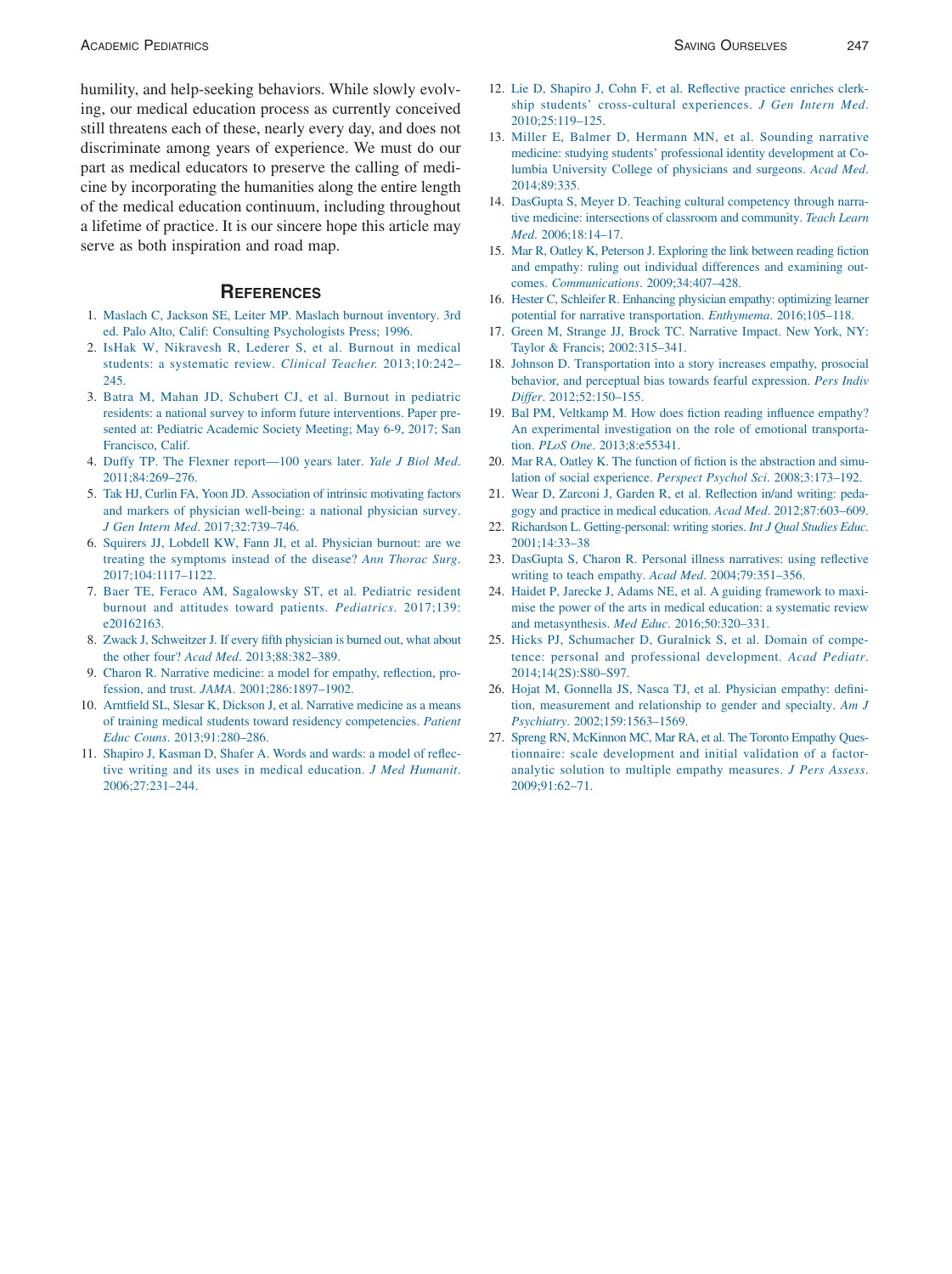humility, and help-seeking behaviors. While slowly evolving, our medical education process as currently conceived still threatens each of these, nearly every day, and does not discriminate among years of experience. We must do our part as medical educators to preserve the calling of medicine by incorporating the humanities along the entire length of the medical education continuum, including throughout a lifetime of practice. It is our sincere hope this article may serve as both inspiration and road map.

## References

1. Maslach C, Jackson SE, Leiter MP. Maslach burnout inventory. 3rd ed. Palo Alto, Calif: Consulting Psychologists Press; 1996.
2. IsHak W, Nikravesh R, Lederer S, et al. Burnout in medical students: a systematic review. *Clinical Teacher*. 2013;10:242–245.
3. Batra M, Mahan JD, Schubert CJ, et al. Burnout in pediatric residents: a national survey to inform future interventions. Paper presented at: Pediatric Academic Society Meeting; May 6-9, 2017; San Francisco, Calif.
4. Duffy TP. The Flexner report—100 years later. *Yale J Biol Med*. 2011;84:269–276.
5. Tak HJ, Curlin FA, Yoon JD. Association of intrinsic motivating factors and markers of physician well-being: a national physician survey. *J Gen Intern Med*. 2017;32:739–746.
6. Squirers JJ, Lobdell KW, Fann JI, et al. Physician burnout: are we treating the symptoms instead of the disease? *Ann Thorac Surg*. 2017;104:1117–1122.
7. Baer TE, Feraco AM, Sagalowsky ST, et al. Pediatric resident burnout and attitudes toward patients. *Pediatrics*. 2017;139:e20162163.
8. Zwack J, Schweitzer J. If every fifth physician is burned out, what about the other four? *Acad Med*. 2013;88:382–389.
9. Charon R. Narrative medicine: a model for empathy, reflection, profession, and trust. *JAMA*. 2001;286:1897–1902.
10. Arntfield SL, Slesar K, Dickson J, et al. Narrative medicine as a means of training medical students toward residency competencies. *Patient Educ Couns*. 2013;91:280–286.
11. Shapiro J, Kasman D, Shafer A. Words and wards: a model of reflective writing and its uses in medical education. *J Med Humanit*. 2006;27:231–244.
12. Lie D, Shapiro J, Cohn F, et al. Reflective practice enriches clerkship students' cross-cultural experiences. *J Gen Intern Med*. 2010;25:119–125.
13. Miller E, Balmer D, Hermann MN, et al. Sounding narrative medicine: studying students' professional identity development at Columbia University College of physicians and surgeons. *Acad Med*. 2014;89:335.
14. DasGupta S, Meyer D. Teaching cultural competency through narrative medicine: intersections of classroom and community. *Teach Learn Med*. 2006;18:14–17.
15. Mar R, Oatley K, Peterson J. Exploring the link between reading fiction and empathy: ruling out individual differences and examining outcomes. *Communications*. 2009;34:407–428.
16. Hester C, Schleifer R. Enhancing physician empathy: optimizing learner potential for narrative transportation. *Enthymema*. 2016;105–118.
17. Green M, Strange JJ, Brock TC. Narrative Impact. New York, NY: Taylor & Francis; 2002:315–341.
18. Johnson D. Transportation into a story increases empathy, prosocial behavior, and perceptual bias towards fearful expression. *Pers Indiv Differ*. 2012;52:150–155.
19. Bal PM, Veltkamp M. How does fiction reading influence empathy? An experimental investigation on the role of emotional transportation. *PLoS One*. 2013;8:e55341.
20. Mar RA, Oatley K. The function of fiction is the abstraction and simulation of social experience. *Perspect Psychol Sci*. 2008;3:173–192.
21. Wear D, Zarconi J, Garden R, et al. Reflection in/and writing: pedagogy and practice in medical education. *Acad Med*. 2012;87:603–609.
22. Richardson L. Getting-personal: writing stories. *Int J Qual Studies Educ*. 2001;14:33–38
23. DasGupta S, Charon R. Personal illness narratives: using reflective writing to teach empathy. *Acad Med*. 2004;79:351–356.
24. Haidet P, Jarecke J, Adams NE, et al. A guiding framework to maximise the power of the arts in medical education: a systematic review and metasynthesis. *Med Educ*. 2016;50:320–331.
25. Hicks PJ, Schumacher D, Guralnick S, et al. Domain of competence: personal and professional development. *Acad Pediatr*. 2014;14(2S):S80–S97.
26. Hojat M, Gonnella JS, Nasca TJ, et al. Physician empathy: definition, measurement and relationship to gender and specialty. *Am J Psychiatry*. 2002;159:1563–1569.
27. Spreng RN, McKinnon MC, Mar RA, et al. The Toronto Empathy Questionnaire: scale development and initial validation of a factor-analytic solution to multiple empathy measures. *J Pers Assess*. 2009;91:62–71.